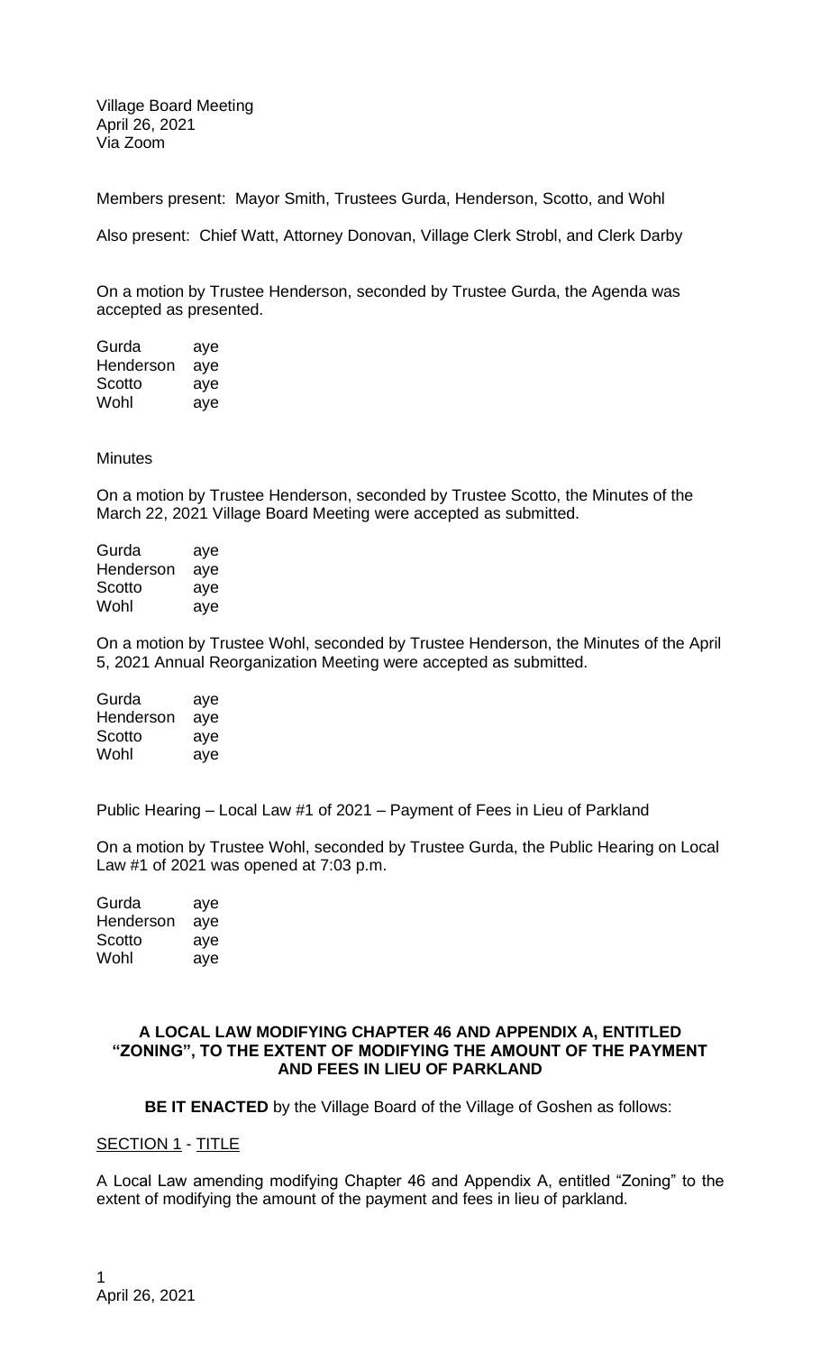Village Board Meeting
April 26, 2021
Via Zoom

Members present: Mayor Smith, Trustees Gurda, Henderson, Scotto, and Wohl

Also present: Chief Watt, Attorney Donovan, Village Clerk Strobl, and Clerk Darby

On a motion by Trustee Henderson, seconded by Trustee Gurda, the Agenda was accepted as presented.

| | |
|---|---|
| Gurda | aye |
| Henderson | aye |
| Scotto | aye |
| Wohl | aye |

Minutes

On a motion by Trustee Henderson, seconded by Trustee Scotto, the Minutes of the March 22, 2021 Village Board Meeting were accepted as submitted.

| | |
|---|---|
| Gurda | aye |
| Henderson | aye |
| Scotto | aye |
| Wohl | aye |

On a motion by Trustee Wohl, seconded by Trustee Henderson, the Minutes of the April 5, 2021 Annual Reorganization Meeting were accepted as submitted.

| | |
|---|---|
| Gurda | aye |
| Henderson | aye |
| Scotto | aye |
| Wohl | aye |

Public Hearing – Local Law #1 of 2021 – Payment of Fees in Lieu of Parkland

On a motion by Trustee Wohl, seconded by Trustee Gurda, the Public Hearing on Local Law #1 of 2021 was opened at 7:03 p.m.

| | |
|---|---|
| Gurda | aye |
| Henderson | aye |
| Scotto | aye |
| Wohl | aye |

**A LOCAL LAW MODIFYING CHAPTER 46 AND APPENDIX A, ENTITLED "ZONING", TO THE EXTENT OF MODIFYING THE AMOUNT OF THE PAYMENT AND FEES IN LIEU OF PARKLAND**

**BE IT ENACTED** by the Village Board of the Village of Goshen as follows:

SECTION 1 - TITLE

A Local Law amending modifying Chapter 46 and Appendix A, entitled "Zoning" to the extent of modifying the amount of the payment and fees in lieu of parkland.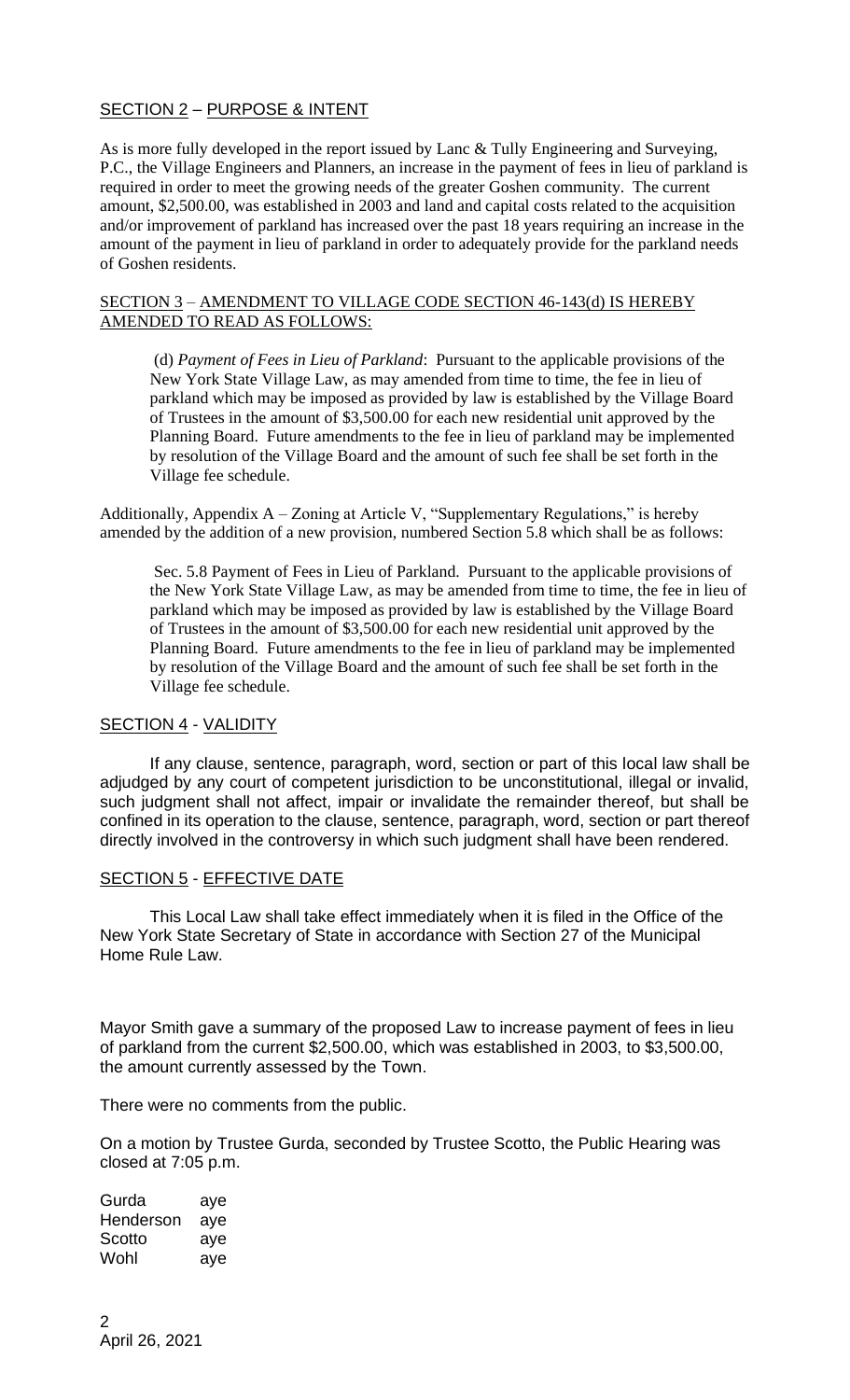SECTION 2 – PURPOSE & INTENT

As is more fully developed in the report issued by Lanc & Tully Engineering and Surveying, P.C., the Village Engineers and Planners, an increase in the payment of fees in lieu of parkland is required in order to meet the growing needs of the greater Goshen community. The current amount, $2,500.00, was established in 2003 and land and capital costs related to the acquisition and/or improvement of parkland has increased over the past 18 years requiring an increase in the amount of the payment in lieu of parkland in order to adequately provide for the parkland needs of Goshen residents.

SECTION 3 – AMENDMENT TO VILLAGE CODE SECTION 46-143(d) IS HEREBY AMENDED TO READ AS FOLLOWS:

> (d) *Payment of Fees in Lieu of Parkland*: Pursuant to the applicable provisions of the New York State Village Law, as may amended from time to time, the fee in lieu of parkland which may be imposed as provided by law is established by the Village Board of Trustees in the amount of $3,500.00 for each new residential unit approved by the Planning Board. Future amendments to the fee in lieu of parkland may be implemented by resolution of the Village Board and the amount of such fee shall be set forth in the Village fee schedule.

Additionally, Appendix A – Zoning at Article V, "Supplementary Regulations," is hereby amended by the addition of a new provision, numbered Section 5.8 which shall be as follows:

> Sec. 5.8 Payment of Fees in Lieu of Parkland. Pursuant to the applicable provisions of the New York State Village Law, as may be amended from time to time, the fee in lieu of parkland which may be imposed as provided by law is established by the Village Board of Trustees in the amount of $3,500.00 for each new residential unit approved by the Planning Board. Future amendments to the fee in lieu of parkland may be implemented by resolution of the Village Board and the amount of such fee shall be set forth in the Village fee schedule.

SECTION 4 - VALIDITY

If any clause, sentence, paragraph, word, section or part of this local law shall be adjudged by any court of competent jurisdiction to be unconstitutional, illegal or invalid, such judgment shall not affect, impair or invalidate the remainder thereof, but shall be confined in its operation to the clause, sentence, paragraph, word, section or part thereof directly involved in the controversy in which such judgment shall have been rendered.

SECTION 5 - EFFECTIVE DATE

This Local Law shall take effect immediately when it is filed in the Office of the New York State Secretary of State in accordance with Section 27 of the Municipal Home Rule Law.

Mayor Smith gave a summary of the proposed Law to increase payment of fees in lieu of parkland from the current $2,500.00, which was established in 2003, to $3,500.00, the amount currently assessed by the Town.

There were no comments from the public.

On a motion by Trustee Gurda, seconded by Trustee Scotto, the Public Hearing was closed at 7:05 p.m.

| | |
|---|---|
| Gurda | aye |
| Henderson | aye |
| Scotto | aye |
| Wohl | aye |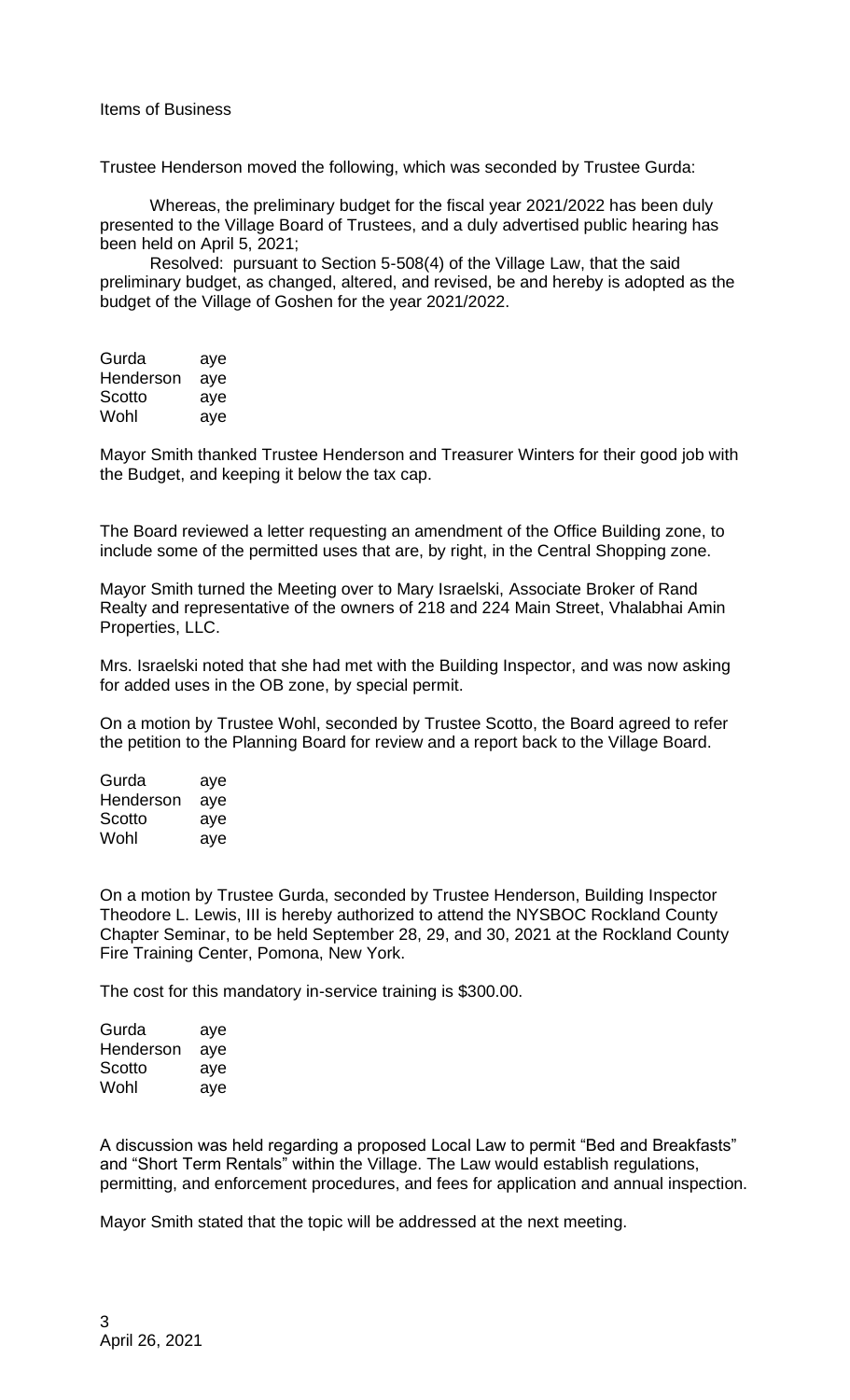Items of Business

Trustee Henderson moved the following, which was seconded by Trustee Gurda:

Whereas, the preliminary budget for the fiscal year 2021/2022 has been duly presented to the Village Board of Trustees, and a duly advertised public hearing has been held on April 5, 2021;

Resolved: pursuant to Section 5-508(4) of the Village Law, that the said preliminary budget, as changed, altered, and revised, be and hereby is adopted as the budget of the Village of Goshen for the year 2021/2022.

| | |
|---|---|
| Gurda | aye |
| Henderson | aye |
| Scotto | aye |
| Wohl | aye |

Mayor Smith thanked Trustee Henderson and Treasurer Winters for their good job with the Budget, and keeping it below the tax cap.

The Board reviewed a letter requesting an amendment of the Office Building zone, to include some of the permitted uses that are, by right, in the Central Shopping zone.

Mayor Smith turned the Meeting over to Mary Israelski, Associate Broker of Rand Realty and representative of the owners of 218 and 224 Main Street, Vhalabhai Amin Properties, LLC.

Mrs. Israelski noted that she had met with the Building Inspector, and was now asking for added uses in the OB zone, by special permit.

On a motion by Trustee Wohl, seconded by Trustee Scotto, the Board agreed to refer the petition to the Planning Board for review and a report back to the Village Board.

| | |
|---|---|
| Gurda | aye |
| Henderson | aye |
| Scotto | aye |
| Wohl | aye |

On a motion by Trustee Gurda, seconded by Trustee Henderson, Building Inspector Theodore L. Lewis, III is hereby authorized to attend the NYSBOC Rockland County Chapter Seminar, to be held September 28, 29, and 30, 2021 at the Rockland County Fire Training Center, Pomona, New York.

The cost for this mandatory in-service training is $300.00.

| | |
|---|---|
| Gurda | aye |
| Henderson | aye |
| Scotto | aye |
| Wohl | aye |

A discussion was held regarding a proposed Local Law to permit "Bed and Breakfasts" and "Short Term Rentals" within the Village. The Law would establish regulations, permitting, and enforcement procedures, and fees for application and annual inspection.

Mayor Smith stated that the topic will be addressed at the next meeting.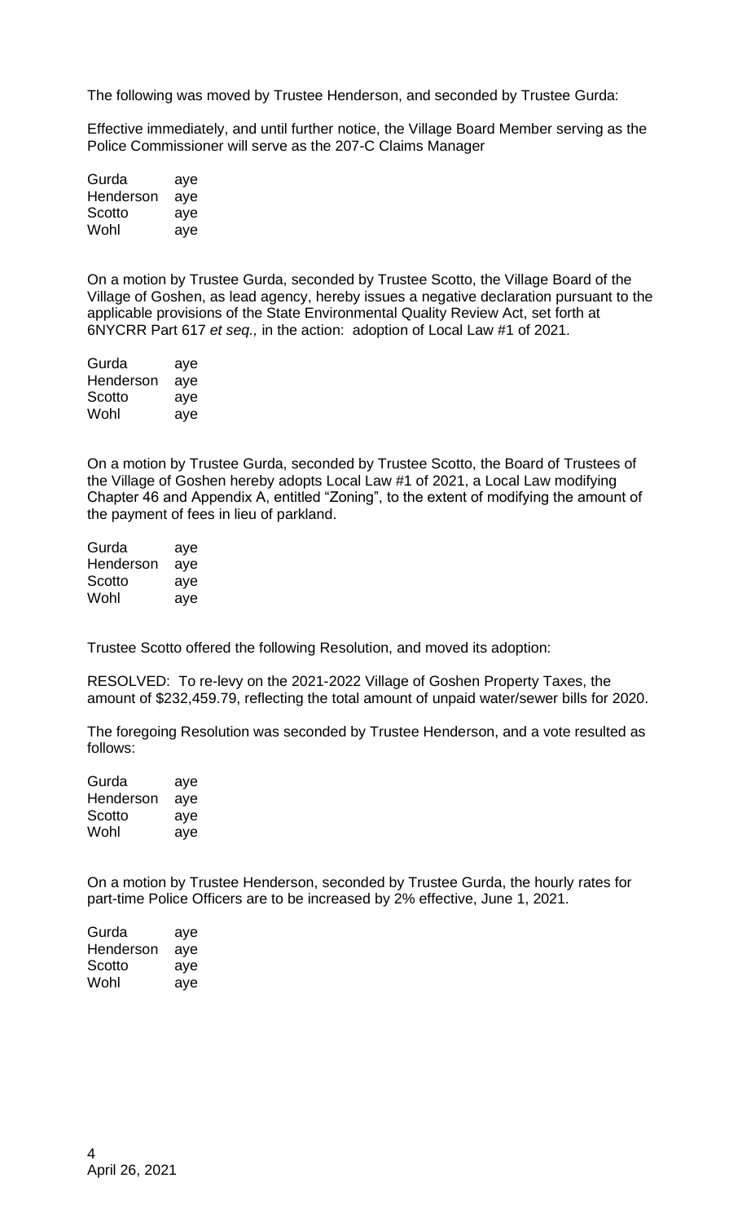The following was moved by Trustee Henderson, and seconded by Trustee Gurda:

Effective immediately, and until further notice, the Village Board Member serving as the Police Commissioner will serve as the 207-C Claims Manager

| | |
|---|---|
| Gurda | aye |
| Henderson | aye |
| Scotto | aye |
| Wohl | aye |

On a motion by Trustee Gurda, seconded by Trustee Scotto, the Village Board of the Village of Goshen, as lead agency, hereby issues a negative declaration pursuant to the applicable provisions of the State Environmental Quality Review Act, set forth at 6NYCRR Part 617 *et seq.,* in the action: adoption of Local Law #1 of 2021.

| | |
|---|---|
| Gurda | aye |
| Henderson | aye |
| Scotto | aye |
| Wohl | aye |

On a motion by Trustee Gurda, seconded by Trustee Scotto, the Board of Trustees of the Village of Goshen hereby adopts Local Law #1 of 2021, a Local Law modifying Chapter 46 and Appendix A, entitled "Zoning", to the extent of modifying the amount of the payment of fees in lieu of parkland.

| | |
|---|---|
| Gurda | aye |
| Henderson | aye |
| Scotto | aye |
| Wohl | aye |

Trustee Scotto offered the following Resolution, and moved its adoption:

RESOLVED: To re-levy on the 2021-2022 Village of Goshen Property Taxes, the amount of $232,459.79, reflecting the total amount of unpaid water/sewer bills for 2020.

The foregoing Resolution was seconded by Trustee Henderson, and a vote resulted as follows:

| | |
|---|---|
| Gurda | aye |
| Henderson | aye |
| Scotto | aye |
| Wohl | aye |

On a motion by Trustee Henderson, seconded by Trustee Gurda, the hourly rates for part-time Police Officers are to be increased by 2% effective, June 1, 2021.

| | |
|---|---|
| Gurda | aye |
| Henderson | aye |
| Scotto | aye |
| Wohl | aye |

April 26, 2021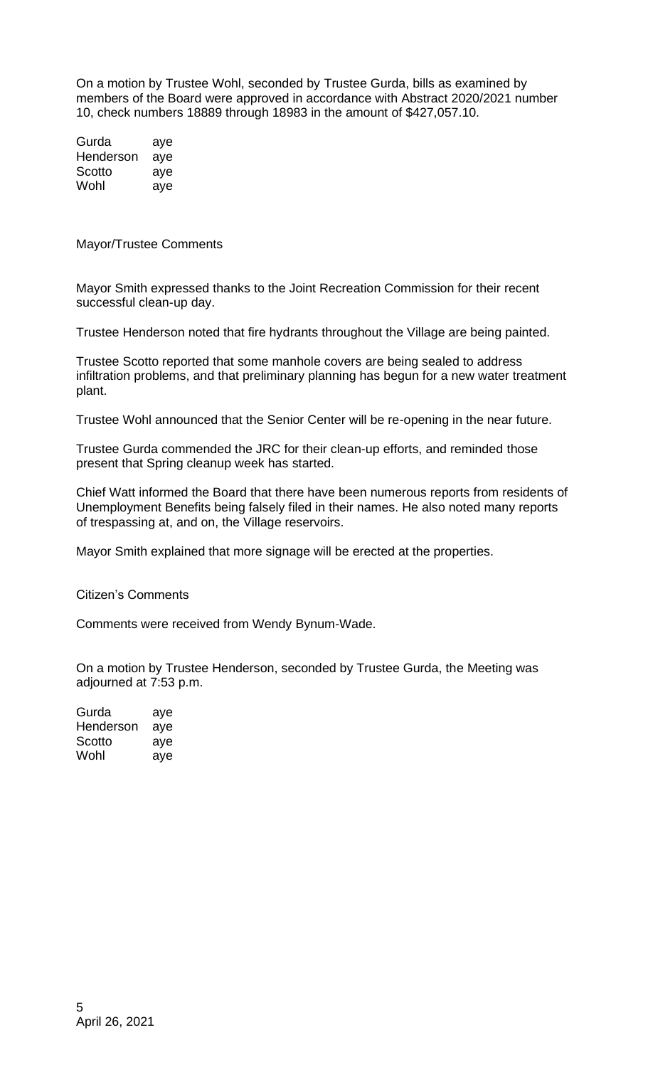On a motion by Trustee Wohl, seconded by Trustee Gurda, bills as examined by members of the Board were approved in accordance with Abstract 2020/2021 number 10, check numbers 18889 through 18983 in the amount of $427,057.10.

| | |
|---|---|
| Gurda | aye |
| Henderson | aye |
| Scotto | aye |
| Wohl | aye |

Mayor/Trustee Comments

Mayor Smith expressed thanks to the Joint Recreation Commission for their recent successful clean-up day.

Trustee Henderson noted that fire hydrants throughout the Village are being painted.

Trustee Scotto reported that some manhole covers are being sealed to address infiltration problems, and that preliminary planning has begun for a new water treatment plant.

Trustee Wohl announced that the Senior Center will be re-opening in the near future.

Trustee Gurda commended the JRC for their clean-up efforts, and reminded those present that Spring cleanup week has started.

Chief Watt informed the Board that there have been numerous reports from residents of Unemployment Benefits being falsely filed in their names. He also noted many reports of trespassing at, and on, the Village reservoirs.

Mayor Smith explained that more signage will be erected at the properties.

Citizen's Comments

Comments were received from Wendy Bynum-Wade.

On a motion by Trustee Henderson, seconded by Trustee Gurda, the Meeting was adjourned at 7:53 p.m.

| | |
|---|---|
| Gurda | aye |
| Henderson | aye |
| Scotto | aye |
| Wohl | aye |

April 26, 2021